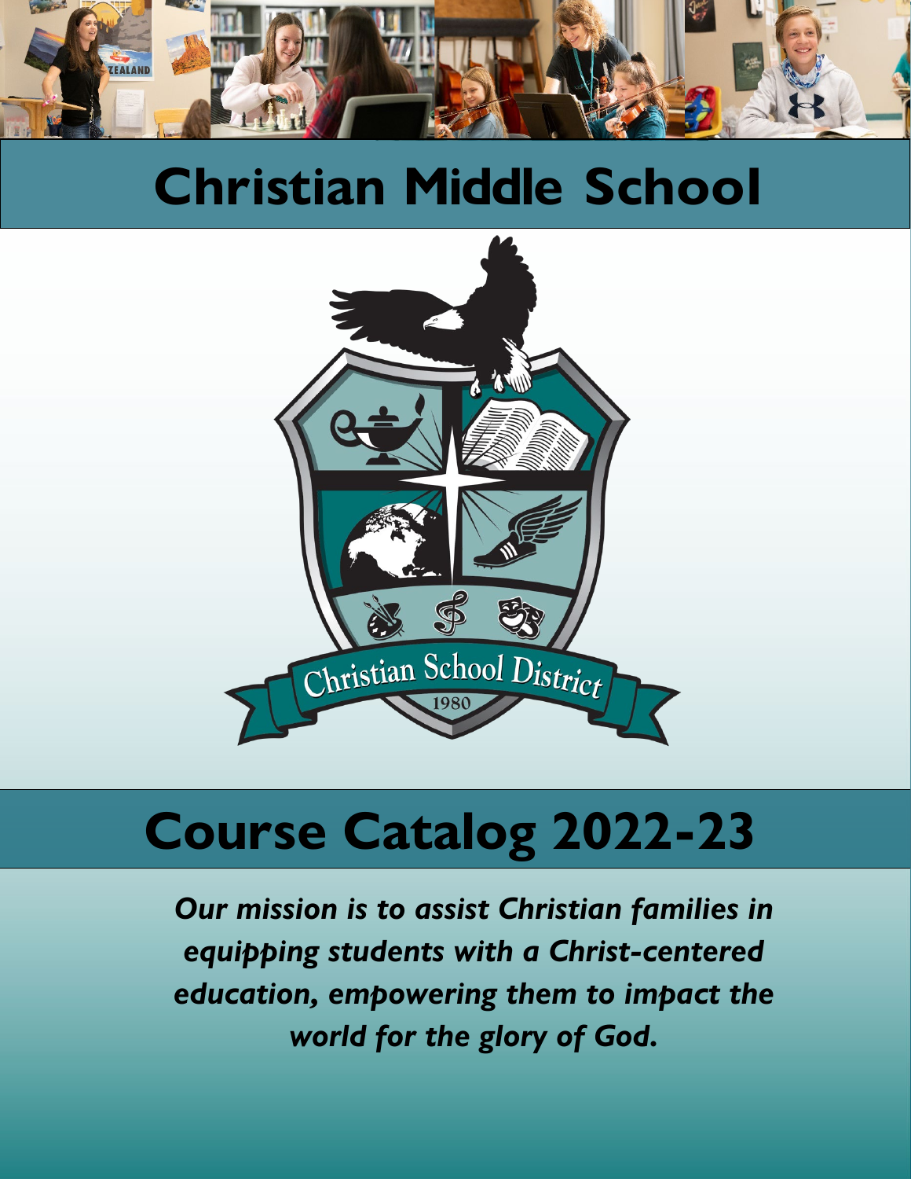# Christian Middle School

Christian School District

1980

# Course Catalog 2022-23

***Our mission is to assist Christian families in equipping students with a Christ-centered education, empowering them to impact the world for the glory of God.***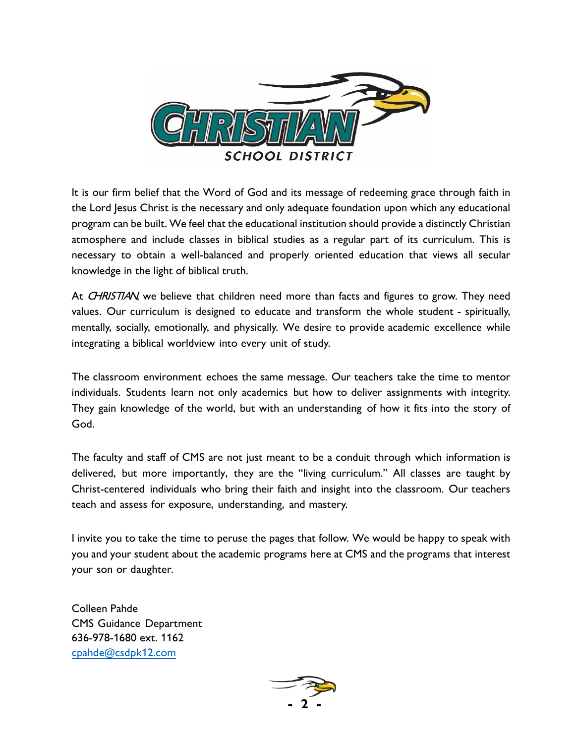It is our firm belief that the Word of God and its message of redeeming grace through faith in the Lord Jesus Christ is the necessary and only adequate foundation upon which any educational program can be built. We feel that the educational institution should provide a distinctly Christian atmosphere and include classes in biblical studies as a regular part of its curriculum. This is necessary to obtain a well-balanced and properly oriented education that views all secular knowledge in the light of biblical truth.

At *CHRISTIAN*, we believe that children need more than facts and figures to grow. They need values. Our curriculum is designed to educate and transform the whole student - spiritually, mentally, socially, emotionally, and physically. We desire to provide academic excellence while integrating a biblical worldview into every unit of study.

The classroom environment echoes the same message. Our teachers take the time to mentor individuals. Students learn not only academics but how to deliver assignments with integrity. They gain knowledge of the world, but with an understanding of how it fits into the story of God.

The faculty and staff of CMS are not just meant to be a conduit through which information is delivered, but more importantly, they are the "living curriculum." All classes are taught by Christ-centered individuals who bring their faith and insight into the classroom. Our teachers teach and assess for exposure, understanding, and mastery.

I invite you to take the time to peruse the pages that follow. We would be happy to speak with you and your student about the academic programs here at CMS and the programs that interest your son or daughter.

Colleen Pahde
CMS Guidance Department
636-978-1680 ext. 1162
cpahde@csdpk12.com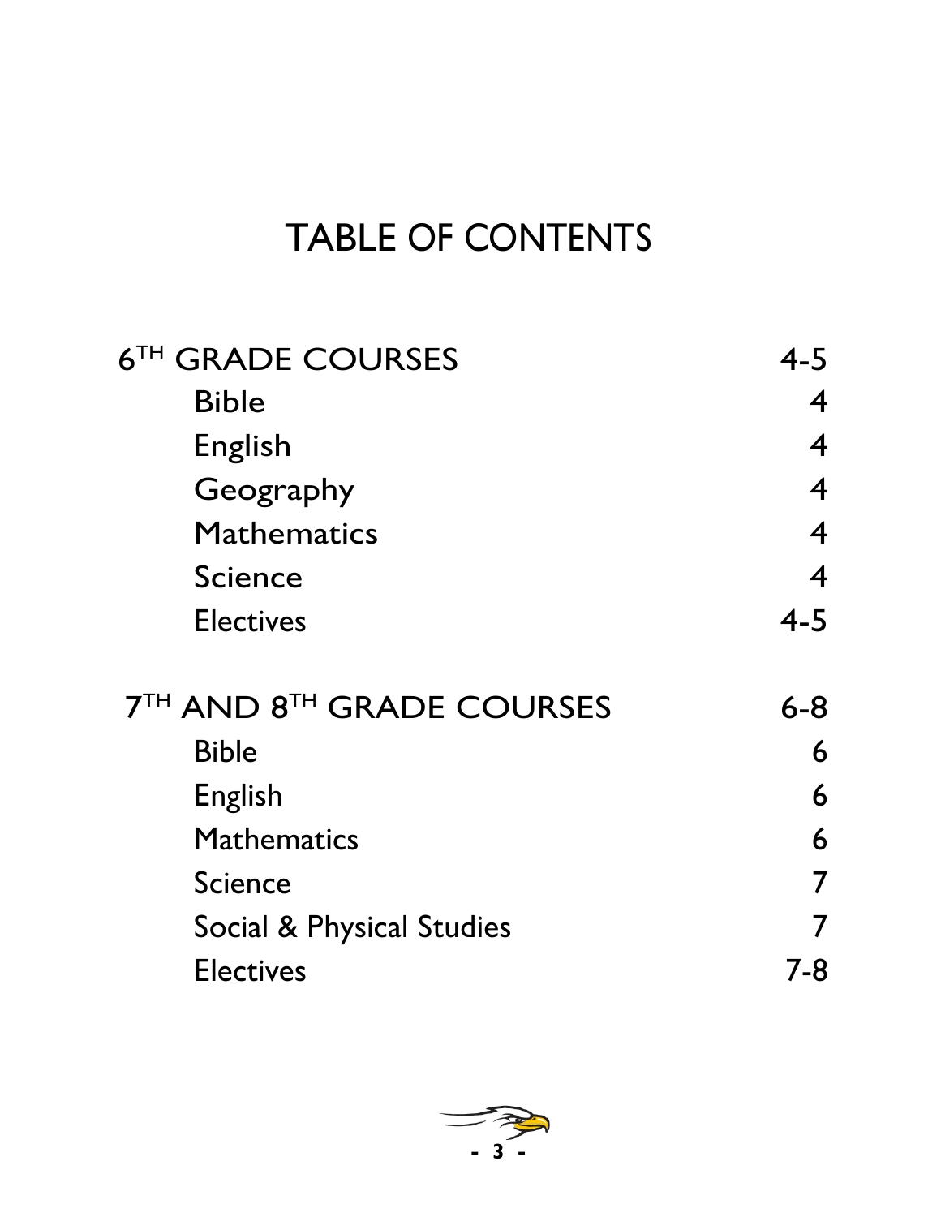# TABLE OF CONTENTS

| | |
|---|---|
| 6TH GRADE COURSES | 4-5 |
| Bible | 4 |
| English | 4 |
| Geography | 4 |
| Mathematics | 4 |
| Science | 4 |
| Electives | 4-5 |
| 7TH AND 8TH GRADE COURSES | 6-8 |
| Bible | 6 |
| English | 6 |
| Mathematics | 6 |
| Science | 7 |
| Social & Physical Studies | 7 |
| Electives | 7-8 |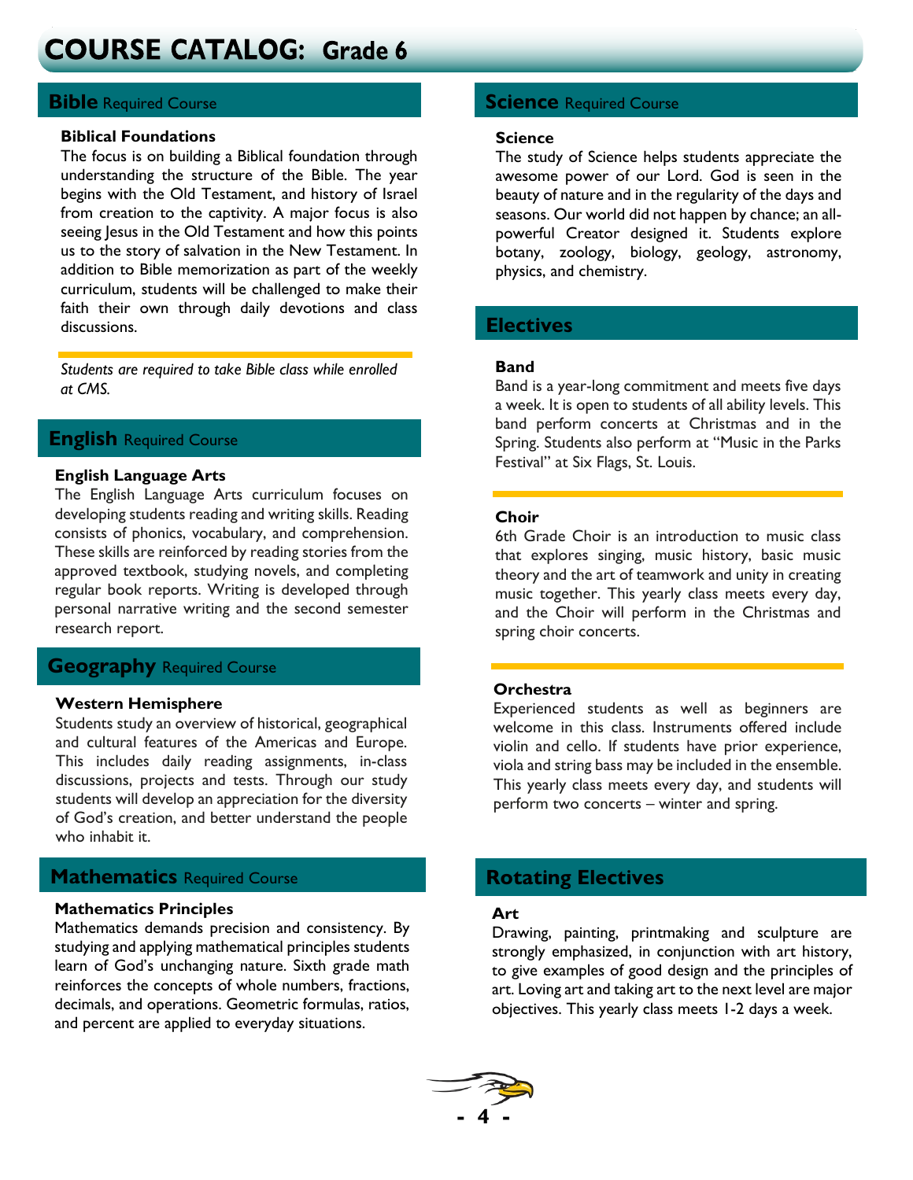# COURSE CATALOG: Grade 6

## Bible Required Course

### Biblical Foundations

The focus is on building a Biblical foundation through understanding the structure of the Bible. The year begins with the Old Testament, and history of Israel from creation to the captivity. A major focus is also seeing Jesus in the Old Testament and how this points us to the story of salvation in the New Testament. In addition to Bible memorization as part of the weekly curriculum, students will be challenged to make their faith their own through daily devotions and class discussions.

*Students are required to take Bible class while enrolled at CMS.*

## English Required Course

### English Language Arts

The English Language Arts curriculum focuses on developing students reading and writing skills. Reading consists of phonics, vocabulary, and comprehension. These skills are reinforced by reading stories from the approved textbook, studying novels, and completing regular book reports. Writing is developed through personal narrative writing and the second semester research report.

## Geography Required Course

### Western Hemisphere

Students study an overview of historical, geographical and cultural features of the Americas and Europe. This includes daily reading assignments, in-class discussions, projects and tests. Through our study students will develop an appreciation for the diversity of God's creation, and better understand the people who inhabit it.

## Mathematics Required Course

### Mathematics Principles

Mathematics demands precision and consistency. By studying and applying mathematical principles students learn of God's unchanging nature. Sixth grade math reinforces the concepts of whole numbers, fractions, decimals, and operations. Geometric formulas, ratios, and percent are applied to everyday situations.

## Science Required Course

### Science

The study of Science helps students appreciate the awesome power of our Lord. God is seen in the beauty of nature and in the regularity of the days and seasons. Our world did not happen by chance; an all-powerful Creator designed it. Students explore botany, zoology, biology, geology, astronomy, physics, and chemistry.

## Electives

### Band

Band is a year-long commitment and meets five days a week. It is open to students of all ability levels. This band perform concerts at Christmas and in the Spring. Students also perform at "Music in the Parks Festival" at Six Flags, St. Louis.

### Choir

6th Grade Choir is an introduction to music class that explores singing, music history, basic music theory and the art of teamwork and unity in creating music together. This yearly class meets every day, and the Choir will perform in the Christmas and spring choir concerts.

### Orchestra

Experienced students as well as beginners are welcome in this class. Instruments offered include violin and cello. If students have prior experience, viola and string bass may be included in the ensemble. This yearly class meets every day, and students will perform two concerts – winter and spring.

## Rotating Electives

### Art

Drawing, painting, printmaking and sculpture are strongly emphasized, in conjunction with art history, to give examples of good design and the principles of art. Loving art and taking art to the next level are major objectives. This yearly class meets 1-2 days a week.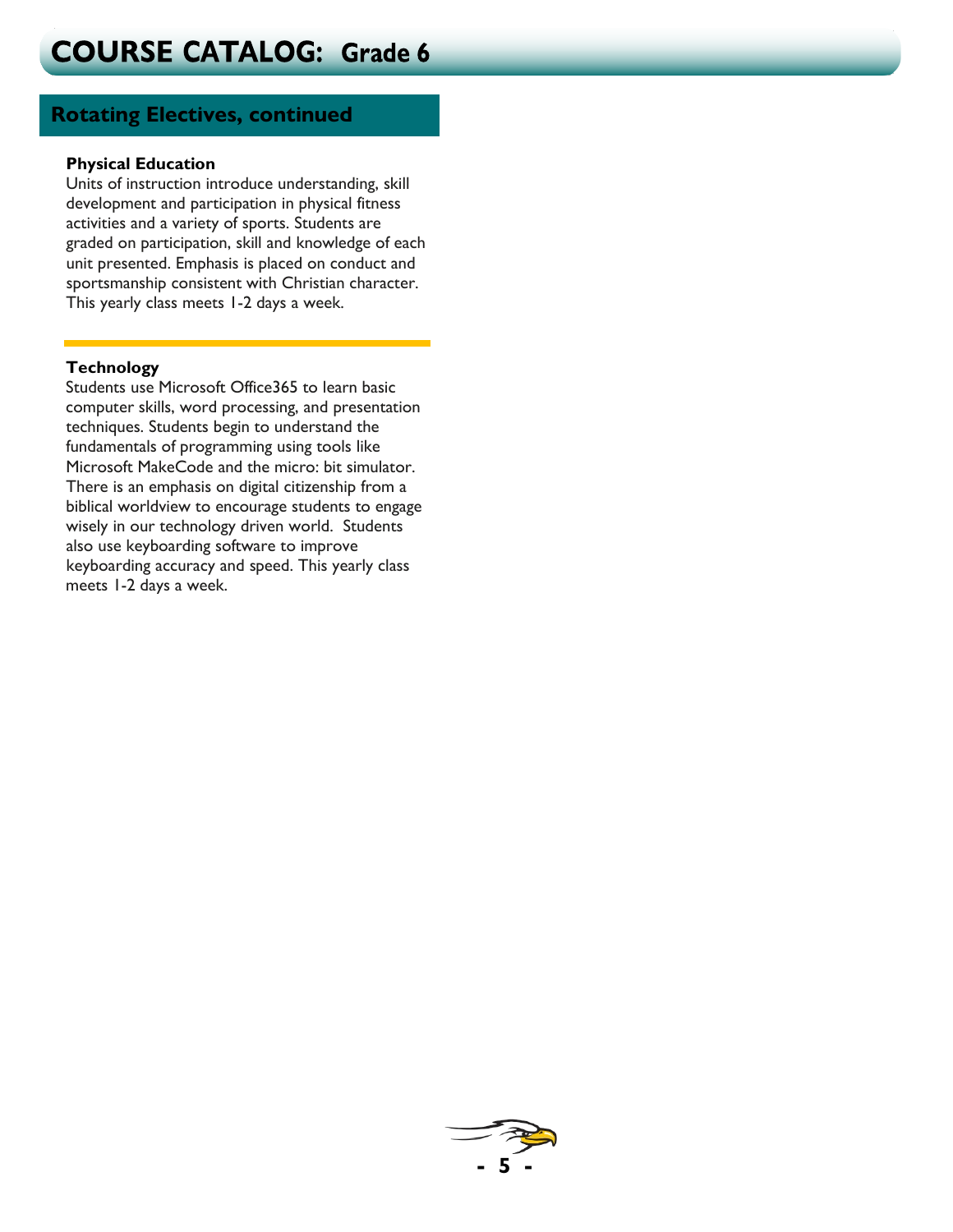# COURSE CATALOG: Grade 6

## Rotating Electives, continued

### Physical Education

Units of instruction introduce understanding, skill development and participation in physical fitness activities and a variety of sports. Students are graded on participation, skill and knowledge of each unit presented. Emphasis is placed on conduct and sportsmanship consistent with Christian character. This yearly class meets 1-2 days a week.

### Technology

Students use Microsoft Office365 to learn basic computer skills, word processing, and presentation techniques. Students begin to understand the fundamentals of programming using tools like Microsoft MakeCode and the micro: bit simulator. There is an emphasis on digital citizenship from a biblical worldview to encourage students to engage wisely in our technology driven world. Students also use keyboarding software to improve keyboarding accuracy and speed. This yearly class meets 1-2 days a week.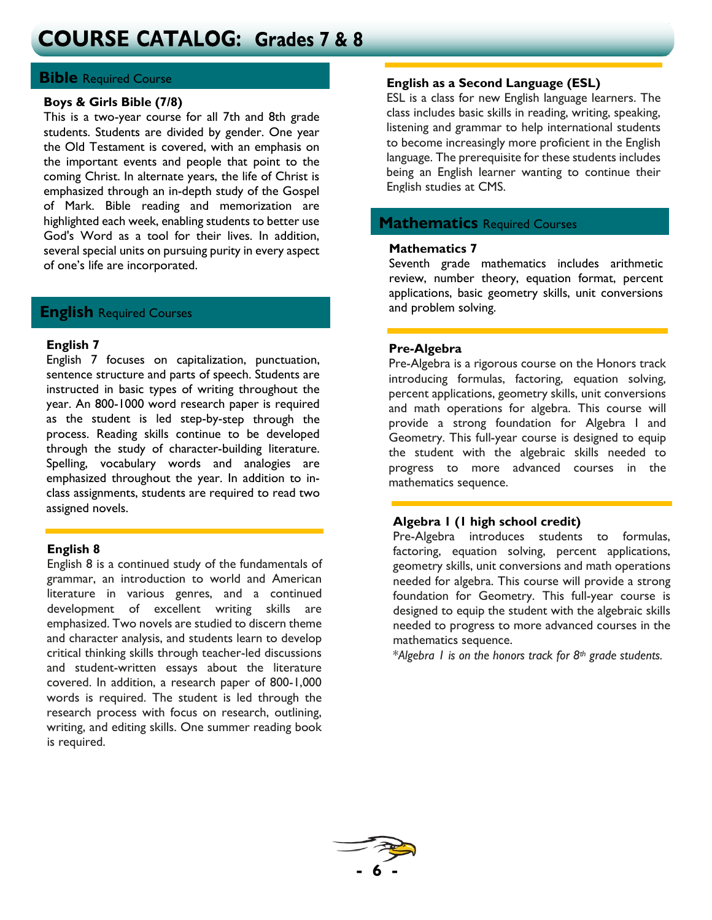# COURSE CATALOG: Grades 7 & 8

## Bible Required Course

### Boys & Girls Bible (7/8)

This is a two-year course for all 7th and 8th grade students. Students are divided by gender. One year the Old Testament is covered, with an emphasis on the important events and people that point to the coming Christ. In alternate years, the life of Christ is emphasized through an in-depth study of the Gospel of Mark. Bible reading and memorization are highlighted each week, enabling students to better use God's Word as a tool for their lives. In addition, several special units on pursuing purity in every aspect of one's life are incorporated.

## English Required Courses

### English 7

English 7 focuses on capitalization, punctuation, sentence structure and parts of speech. Students are instructed in basic types of writing throughout the year. An 800-1000 word research paper is required as the student is led step-by-step through the process. Reading skills continue to be developed through the study of character-building literature. Spelling, vocabulary words and analogies are emphasized throughout the year. In addition to in-class assignments, students are required to read two assigned novels.

### English 8

English 8 is a continued study of the fundamentals of grammar, an introduction to world and American literature in various genres, and a continued development of excellent writing skills are emphasized. Two novels are studied to discern theme and character analysis, and students learn to develop critical thinking skills through teacher-led discussions and student-written essays about the literature covered. In addition, a research paper of 800-1,000 words is required. The student is led through the research process with focus on research, outlining, writing, and editing skills. One summer reading book is required.

### English as a Second Language (ESL)

ESL is a class for new English language learners. The class includes basic skills in reading, writing, speaking, listening and grammar to help international students to become increasingly more proficient in the English language. The prerequisite for these students includes being an English learner wanting to continue their English studies at CMS.

## Mathematics Required Courses

### Mathematics 7

Seventh grade mathematics includes arithmetic review, number theory, equation format, percent applications, basic geometry skills, unit conversions and problem solving.

### Pre-Algebra

Pre-Algebra is a rigorous course on the Honors track introducing formulas, factoring, equation solving, percent applications, geometry skills, unit conversions and math operations for algebra. This course will provide a strong foundation for Algebra I and Geometry. This full-year course is designed to equip the student with the algebraic skills needed to progress to more advanced courses in the mathematics sequence.

### Algebra I (1 high school credit)

Pre-Algebra introduces students to formulas, factoring, equation solving, percent applications, geometry skills, unit conversions and math operations needed for algebra. This course will provide a strong foundation for Geometry. This full-year course is designed to equip the student with the algebraic skills needed to progress to more advanced courses in the mathematics sequence.

**Algebra I is on the honors track for 8th grade students.*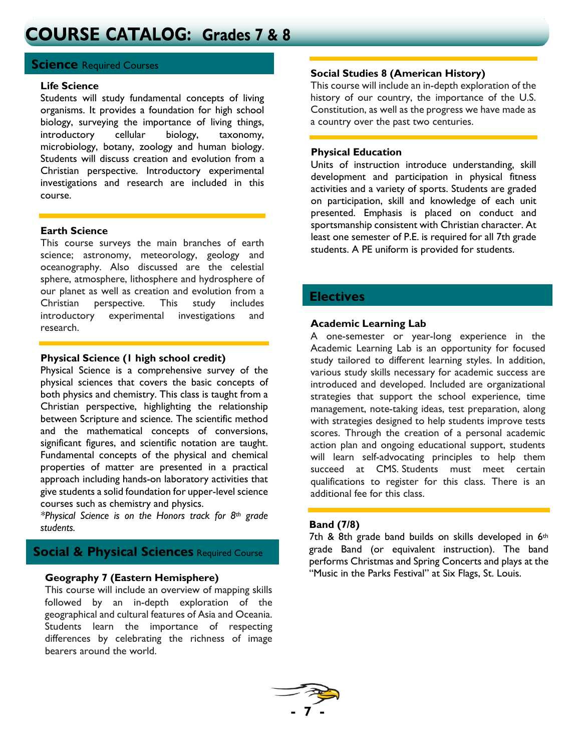# COURSE CATALOG: Grades 7 & 8

## Science Required Courses

### Life Science

Students will study fundamental concepts of living organisms. It provides a foundation for high school biology, surveying the importance of living things, introductory cellular biology, taxonomy, microbiology, botany, zoology and human biology. Students will discuss creation and evolution from a Christian perspective. Introductory experimental investigations and research are included in this course.

### Earth Science

This course surveys the main branches of earth science; astronomy, meteorology, geology and oceanography. Also discussed are the celestial sphere, atmosphere, lithosphere and hydrosphere of our planet as well as creation and evolution from a Christian perspective. This study includes introductory experimental investigations and research.

### Physical Science (1 high school credit)

Physical Science is a comprehensive survey of the physical sciences that covers the basic concepts of both physics and chemistry. This class is taught from a Christian perspective, highlighting the relationship between Scripture and science. The scientific method and the mathematical concepts of conversions, significant figures, and scientific notation are taught. Fundamental concepts of the physical and chemical properties of matter are presented in a practical approach including hands-on laboratory activities that give students a solid foundation for upper-level science courses such as chemistry and physics.

*\*Physical Science is on the Honors track for 8th grade students.*

## Social & Physical Sciences Required Course

### Geography 7 (Eastern Hemisphere)

This course will include an overview of mapping skills followed by an in-depth exploration of the geographical and cultural features of Asia and Oceania. Students learn the importance of respecting differences by celebrating the richness of image bearers around the world.

### Social Studies 8 (American History)

This course will include an in-depth exploration of the history of our country, the importance of the U.S. Constitution, as well as the progress we have made as a country over the past two centuries.

### Physical Education

Units of instruction introduce understanding, skill development and participation in physical fitness activities and a variety of sports. Students are graded on participation, skill and knowledge of each unit presented. Emphasis is placed on conduct and sportsmanship consistent with Christian character. At least one semester of P.E. is required for all 7th grade students. A PE uniform is provided for students.

## Electives

### Academic Learning Lab

A one-semester or year-long experience in the Academic Learning Lab is an opportunity for focused study tailored to different learning styles. In addition, various study skills necessary for academic success are introduced and developed. Included are organizational strategies that support the school experience, time management, note-taking ideas, test preparation, along with strategies designed to help students improve tests scores. Through the creation of a personal academic action plan and ongoing educational support, students will learn self-advocating principles to help them succeed at CMS. Students must meet certain qualifications to register for this class. There is an additional fee for this class.

### Band (7/8)

7th & 8th grade band builds on skills developed in 6th grade Band (or equivalent instruction). The band performs Christmas and Spring Concerts and plays at the "Music in the Parks Festival" at Six Flags, St. Louis.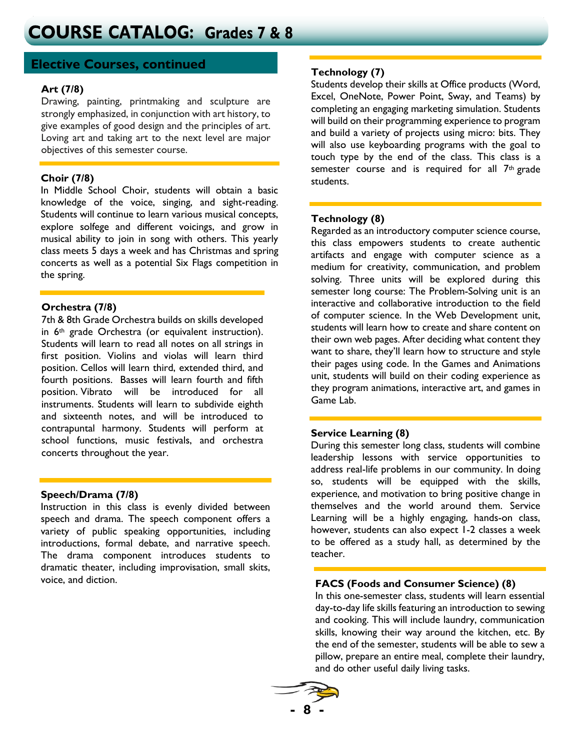# COURSE CATALOG: Grades 7 & 8

## Elective Courses, continued

### Art (7/8)

Drawing, painting, printmaking and sculpture are strongly emphasized, in conjunction with art history, to give examples of good design and the principles of art. Loving art and taking art to the next level are major objectives of this semester course.

### Choir (7/8)

In Middle School Choir, students will obtain a basic knowledge of the voice, singing, and sight-reading. Students will continue to learn various musical concepts, explore solfege and different voicings, and grow in musical ability to join in song with others. This yearly class meets 5 days a week and has Christmas and spring concerts as well as a potential Six Flags competition in the spring.

### Orchestra (7/8)

7th & 8th Grade Orchestra builds on skills developed in 6th grade Orchestra (or equivalent instruction). Students will learn to read all notes on all strings in first position. Violins and violas will learn third position. Cellos will learn third, extended third, and fourth positions. Basses will learn fourth and fifth position. Vibrato will be introduced for all instruments. Students will learn to subdivide eighth and sixteenth notes, and will be introduced to contrapuntal harmony. Students will perform at school functions, music festivals, and orchestra concerts throughout the year.

### Speech/Drama (7/8)

Instruction in this class is evenly divided between speech and drama. The speech component offers a variety of public speaking opportunities, including introductions, formal debate, and narrative speech. The drama component introduces students to dramatic theater, including improvisation, small skits, voice, and diction.

### Technology (7)

Students develop their skills at Office products (Word, Excel, OneNote, Power Point, Sway, and Teams) by completing an engaging marketing simulation. Students will build on their programming experience to program and build a variety of projects using micro: bits. They will also use keyboarding programs with the goal to touch type by the end of the class. This class is a semester course and is required for all 7th grade students.

### Technology (8)

Regarded as an introductory computer science course, this class empowers students to create authentic artifacts and engage with computer science as a medium for creativity, communication, and problem solving. Three units will be explored during this semester long course: The Problem-Solving unit is an interactive and collaborative introduction to the field of computer science. In the Web Development unit, students will learn how to create and share content on their own web pages. After deciding what content they want to share, they'll learn how to structure and style their pages using code. In the Games and Animations unit, students will build on their coding experience as they program animations, interactive art, and games in Game Lab.

### Service Learning (8)

During this semester long class, students will combine leadership lessons with service opportunities to address real-life problems in our community. In doing so, students will be equipped with the skills, experience, and motivation to bring positive change in themselves and the world around them. Service Learning will be a highly engaging, hands-on class, however, students can also expect 1-2 classes a week to be offered as a study hall, as determined by the teacher.

### FACS (Foods and Consumer Science) (8)

In this one-semester class, students will learn essential day-to-day life skills featuring an introduction to sewing and cooking. This will include laundry, communication skills, knowing their way around the kitchen, etc. By the end of the semester, students will be able to sew a pillow, prepare an entire meal, complete their laundry, and do other useful daily living tasks.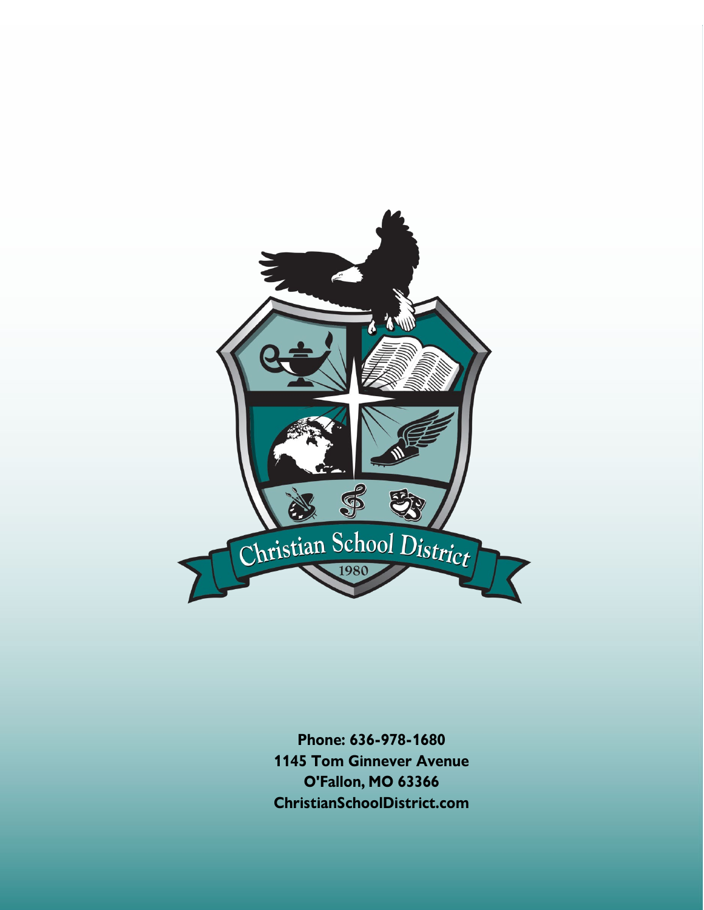**Phone: 636-978-1680**
**1145 Tom Ginnever Avenue**
**O'Fallon, MO 63366**
**ChristianSchoolDistrict.com**